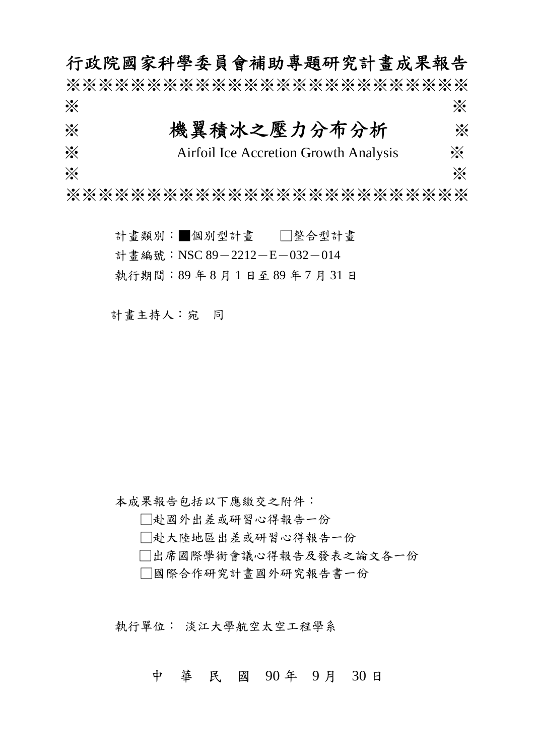# 行政院國家科學委員會補助專題研究計畫成果報告

※※※※※※※※※※※※※※※※※※※※※※※※※※※※※※※※※※
※                                                                                  ※
※                    **機翼積冰之壓力分布分析**                    ※
※                    Airfoil Ice Accretion Growth Analysis                    ※
※                                                                                  ※
※※※※※※※※※※※※※※※※※※※※※※※※※※※※※※※※※※

計畫類別：■個別型計畫　　□整合型計畫

計畫編號：NSC 89－2212－E－032－014

執行期間：89 年 8 月 1 日至 89 年 7 月 31 日

計畫主持人：宛　同

本成果報告包括以下應繳交之附件：

□赴國外出差或研習心得報告一份

□赴大陸地區出差或研習心得報告一份

□出席國際學術會議心得報告及發表之論文各一份

□國際合作研究計畫國外研究報告書一份

執行單位：淡江大學航空太空工程學系

中　華　民　國　90 年　9 月　30 日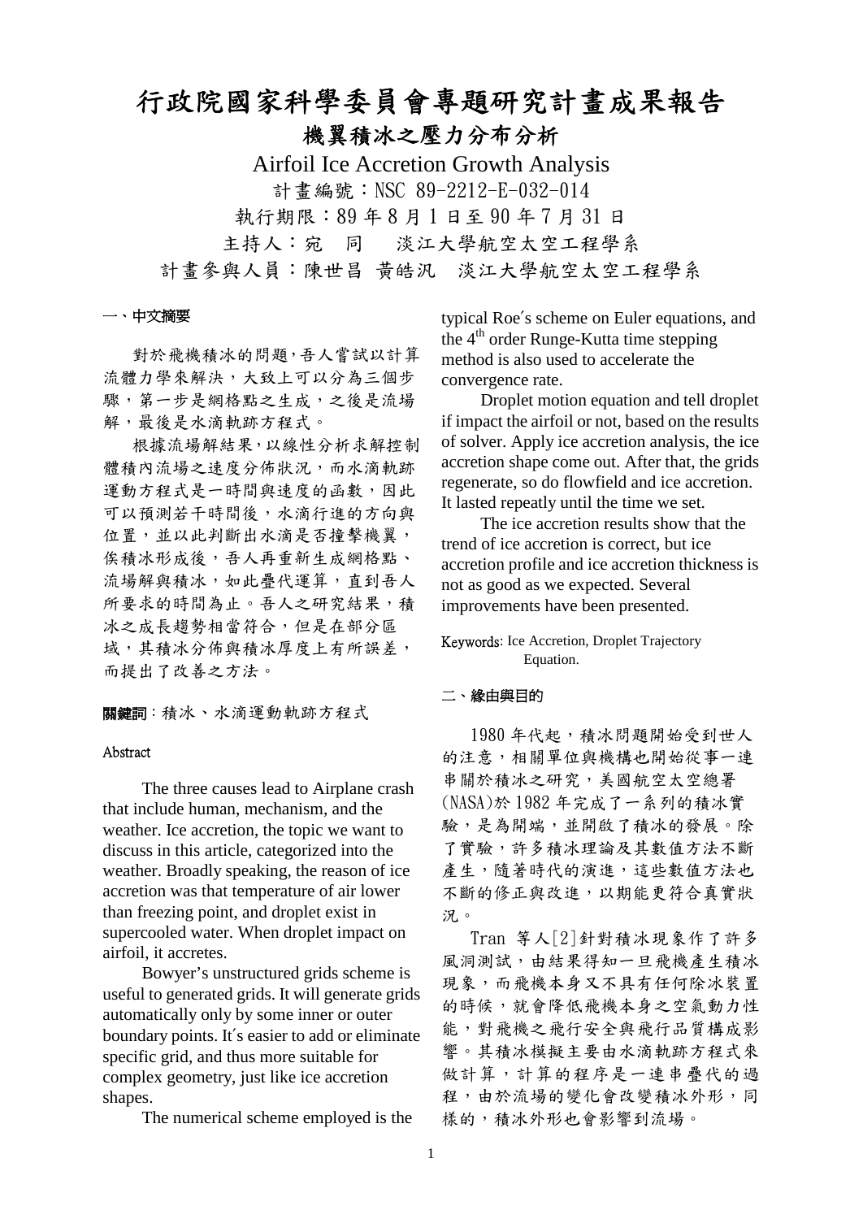# 行政院國家科學委員會專題研究計畫成果報告

## 機翼積冰之壓力分布分析

Airfoil Ice Accretion Growth Analysis

計畫編號：NSC 89-2212-E-032-014

執行期限：89 年 8 月 1 日至 90 年 7 月 31 日

主持人：宛 同　淡江大學航空太空工程學系

計畫參與人員：陳世昌 黃皓汎　淡江大學航空太空工程學系

### 一、中文摘要

對於飛機積冰的問題，吾人嘗試以計算流體力學來解決，大致上可以分為三個步驟，第一步是網格點之生成，之後是流場解，最後是水滴軌跡方程式。

根據流場解結果，以線性分析求解控制體積內流場之速度分佈狀況，而水滴軌跡運動方程式是一時間與速度的函數，因此可以預測若干時間後，水滴行進的方向與位置，並以此判斷出水滴是否撞擊機翼，俟積冰形成後，吾人再重新生成網格點、流場解與積冰，如此疊代運算，直到吾人所要求的時間為止。吾人之研究結果，積冰之成長趨勢相當符合，但是在部分區域，其積冰分佈與積冰厚度上有所誤差，而提出了改善之方法。

**關鍵詞**：積冰、水滴運動軌跡方程式

### Abstract

The three causes lead to Airplane crash that include human, mechanism, and the weather. Ice accretion, the topic we want to discuss in this article, categorized into the weather. Broadly speaking, the reason of ice accretion was that temperature of air lower than freezing point, and droplet exist in supercooled water. When droplet impact on airfoil, it accretes.

Bowyer's unstructured grids scheme is useful to generated grids. It will generate grids automatically only by some inner or outer boundary points. It's easier to add or eliminate specific grid, and thus more suitable for complex geometry, just like ice accretion shapes.

The numerical scheme employed is the typical Roe's scheme on Euler equations, and the 4$^{th}$ order Runge-Kutta time stepping method is also used to accelerate the convergence rate.

Droplet motion equation and tell droplet if impact the airfoil or not, based on the results of solver. Apply ice accretion analysis, the ice accretion shape come out. After that, the grids regenerate, so do flowfield and ice accretion. It lasted repeatly until the time we set.

The ice accretion results show that the trend of ice accretion is correct, but ice accretion profile and ice accretion thickness is not as good as we expected. Several improvements have been presented.

**Keywords**: Ice Accretion, Droplet Trajectory Equation.

### 二、緣由與目的

1980 年代起，積冰問題開始受到世人的注意，相關單位與機構也開始從事一連串關於積冰之研究，美國航空太空總署(NASA)於 1982 年完成了一系列的積冰實驗，是為開端，並開啟了積冰的發展。除了實驗，許多積冰理論及其數值方法不斷產生，隨著時代的演進，這些數值方法也不斷的修正與改進，以期能更符合真實狀況。

Tran 等人[2]針對積冰現象作了許多風洞測試，由結果得知一旦飛機產生積冰現象，而飛機本身又不具有任何除冰裝置的時候，就會降低飛機本身之空氣動力性能，對飛機之飛行安全與飛行品質構成影響。其積冰模擬主要由水滴軌跡方程式來做計算，計算的程序是一連串疊代的過程，由於流場的變化會改變積冰外形，同樣的，積冰外形也會影響到流場。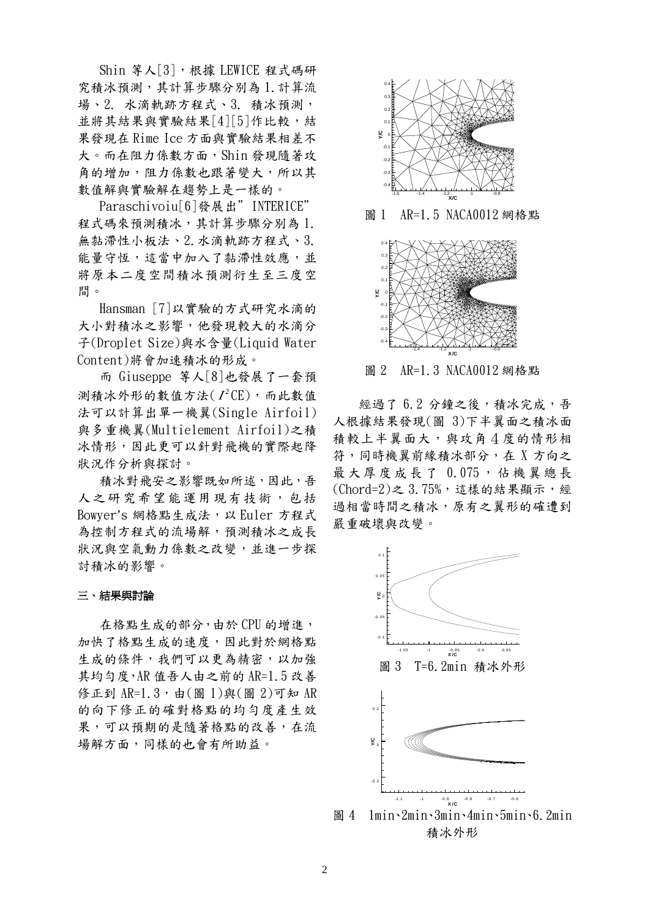Shin 等人[3]，根據 LEWICE 程式碼研究積冰預測，其計算步驟分別為 1.計算流場、2. 水滴軌跡方程式、3. 積冰預測，並將其結果與實驗結果[4][5]作比較，結果發現在 Rime Ice 方面與實驗結果相差不大。而在阻力係數方面，Shin 發現隨著攻角的增加，阻力係數也跟著變大，所以其數值解與實驗解在趨勢上是一樣的。

Paraschivoiu[6]發展出"INTERICE"程式碼來預測積冰，其計算步驟分別為 1.無黏滯性小板法、2.水滴軌跡方程式、3.能量守恆，這當中加入了黏滯性效應，並將原本二度空間積冰預測衍生至三度空間。

Hansman [7]以實驗的方式研究水滴的大小對積冰之影響，他發現較大的水滴分子(Droplet Size)與水含量(Liquid Water Content)將會加速積冰的形成。

而 Giuseppe 等人[8]也發展了一套預測積冰外形的數值方法($I^2$CE)，而此數值法可以計算出單一機翼(Single Airfoil)與多重機翼(Multielement Airfoil)之積冰情形，因此更可以針對飛機的實際起降狀況作分析與探討。

積冰對飛安之影響既如所述，因此，吾人之研究希望能運用現有技術，包括 Bowyer's 網格點生成法，以 Euler 方程式為控制方程式的流場解，預測積冰之成長狀況與空氣動力係數之改變，並進一步探討積冰的影響。

## 三、結果與討論

在格點生成的部分，由於 CPU 的增進，加快了格點生成的速度，因此對於網格點生成的條件，我們可以更為精密，以加強其均勻度，AR 值吾人由之前的 AR=1.5 改善修正到 AR=1.3，由(圖 1)與(圖 2)可知 AR 的向下修正的確對格點的均勻度產生效果，可以預期的是隨著格點的改善，在流場解方面，同樣的也會有所助益。

圖 1 AR=1.5 NACA0012 網格點

圖 2 AR=1.3 NACA0012 網格點

經過了 6.2 分鐘之後，積冰完成，吾人根據結果發現(圖 3)下半翼面之積冰面積較上半翼面大，與攻角 4 度的情形相符，同時機翼前緣積冰部分，在 X 方向之最大厚度成長了 0.075，佔機翼總長(Chord=2)之 3.75%，這樣的結果顯示，經過相當時間之積冰，原有之翼形的確遭到嚴重破壞與改變。

圖 3 T=6.2min 積冰外形

圖 4 1min、2min、3min、4min、5min、6.2min 積冰外形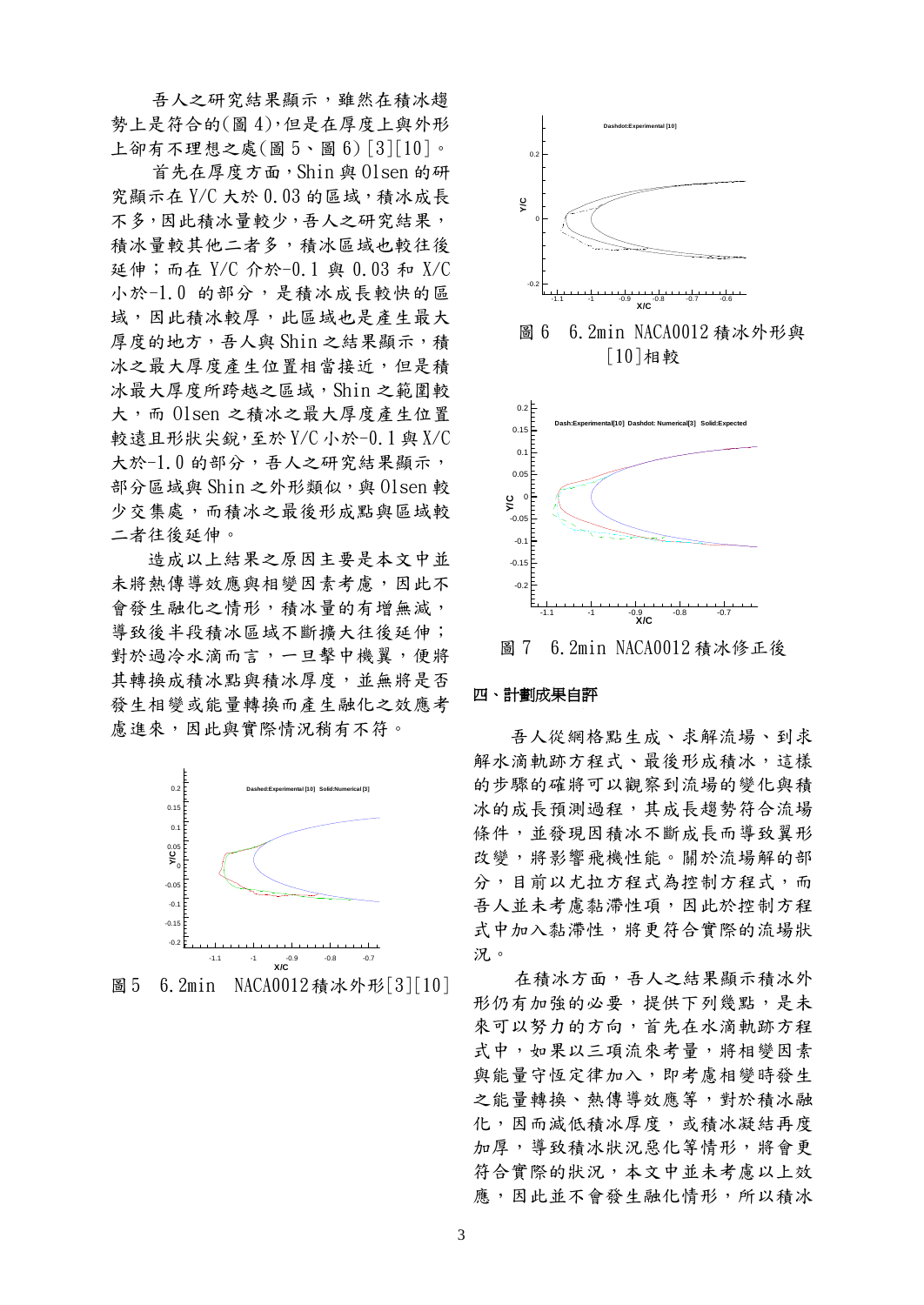吾人之研究結果顯示，雖然在積冰趨勢上是符合的(圖 4)，但是在厚度上與外形上卻有不理想之處(圖 5、圖 6)[3][10]。

首先在厚度方面，Shin 與 Olsen 的研究顯示在 Y/C 大於 0.03 的區域，積冰成長不多，因此積冰量較少，吾人之研究結果，積冰量較其他二者多，積冰區域也較往後延伸；而在 Y/C 介於-0.1 與 0.03 和 X/C 小於-1.0 的部分，是積冰成長較快的區域，因此積冰較厚，此區域也是產生最大厚度的地方，吾人與 Shin 之結果顯示，積冰之最大厚度產生位置相當接近，但是積冰最大厚度所跨越之區域，Shin 之範圍較大，而 Olsen 之積冰之最大厚度產生位置較遠且形狀尖銳，至於 Y/C 小於-0.1 與 X/C 大於-1.0 的部分，吾人之研究結果顯示，部分區域與 Shin 之外形類似，與 Olsen 較少交集處，而積冰之最後形成點與區域較二者往後延伸。

造成以上結果之原因主要是本文中並未將熱傳導效應與相變因素考慮，因此不會發生融化之情形，積冰量的有增無減，導致後半段積冰區域不斷擴大往後延伸；對於過冷水滴而言，一旦擊中機翼，便將其轉換成積冰點與積冰厚度，並無將是否發生相變或能量轉換而產生融化之效應考慮進來，因此與實際情況稍有不符。

圖 5　6.2min　NACA0012 積冰外形[3][10]

圖 6　6.2min NACA0012 積冰外形與[10]相較

圖 7　6.2min NACA0012 積冰修正後

## 四、計劃成果自評

吾人從網格點生成、求解流場、到求解水滴軌跡方程式、最後形成積冰，這樣的步驟的確將可以觀察到流場的變化與積冰的成長預測過程，其成長趨勢符合流場條件，並發現因積冰不斷成長而導致翼形改變，將影響飛機性能。關於流場解的部分，目前以尤拉方程式為控制方程式，而吾人並未考慮黏滯性項，因此於控制方程式中加入黏滯性，將更符合實際的流場狀況。

在積冰方面，吾人之結果顯示積冰外形仍有加強的必要，提供下列幾點，是未來可以努力的方向，首先在水滴軌跡方程式中，如果以三項流來考量，將相變因素與能量守恆定律加入，即考慮相變時發生之能量轉換、熱傳導效應等，對於積冰融化，因而減低積冰厚度，或積冰凝結再度加厚，導致積冰狀況惡化等情形，將會更符合實際的狀況，本文中並未考慮以上效應，因此並不會發生融化情形，所以積冰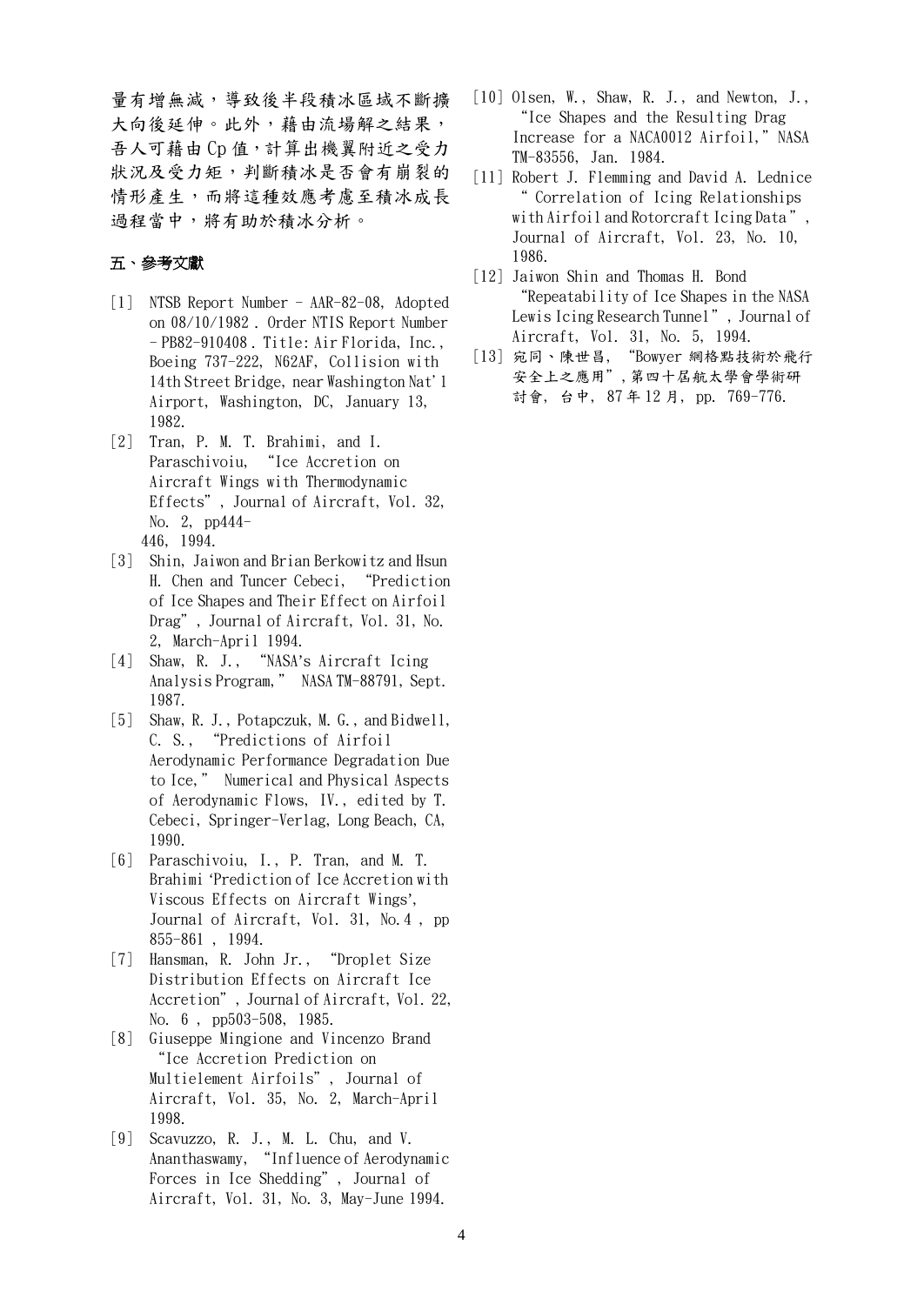量有增無減，導致後半段積冰區域不斷擴大向後延伸。此外，藉由流場解之結果，吾人可藉由 Cp 值，計算出機翼附近之受力狀況及受力矩，判斷積冰是否會有崩裂的情形產生，而將這種效應考慮至積冰成長過程當中，將有助於積冰分析。

## 五、參考文獻

[1] NTSB Report Number - AAR-82-08, Adopted on 08/10/1982 . Order NTIS Report Number - PB82-910408 . Title: Air Florida, Inc., Boeing 737-222, N62AF, Collision with 14th Street Bridge, near Washington Nat'l Airport, Washington, DC, January 13, 1982.

[2] Tran, P. M. T. Brahimi, and I. Paraschivoiu, "Ice Accretion on Aircraft Wings with Thermodynamic Effects", Journal of Aircraft, Vol. 32, No. 2, pp444-446, 1994.

[3] Shin, Jaiwon and Brian Berkowitz and Hsun H. Chen and Tuncer Cebeci, "Prediction of Ice Shapes and Their Effect on Airfoil Drag", Journal of Aircraft, Vol. 31, No. 2, March-April 1994.

[4] Shaw, R. J., "NASA's Aircraft Icing Analysis Program," NASA TM-88791, Sept. 1987.

[5] Shaw, R. J., Potapczuk, M. G., and Bidwell, C. S., "Predictions of Airfoil Aerodynamic Performance Degradation Due to Ice," Numerical and Physical Aspects of Aerodynamic Flows, IV., edited by T. Cebeci, Springer-Verlag, Long Beach, CA, 1990.

[6] Paraschivoiu, I., P. Tran, and M. T. Brahimi 'Prediction of Ice Accretion with Viscous Effects on Aircraft Wings', Journal of Aircraft, Vol. 31, No.4 , pp 855-861 , 1994.

[7] Hansman, R. John Jr., "Droplet Size Distribution Effects on Aircraft Ice Accretion", Journal of Aircraft, Vol. 22, No. 6 , pp503-508, 1985.

[8] Giuseppe Mingione and Vincenzo Brand "Ice Accretion Prediction on Multielement Airfoils", Journal of Aircraft, Vol. 35, No. 2, March-April 1998.

[9] Scavuzzo, R. J., M. L. Chu, and V. Ananthaswamy, "Influence of Aerodynamic Forces in Ice Shedding", Journal of Aircraft, Vol. 31, No. 3, May-June 1994.

[10] Olsen, W., Shaw, R. J., and Newton, J., "Ice Shapes and the Resulting Drag Increase for a NACA0012 Airfoil," NASA TM-83556, Jan. 1984.

[11] Robert J. Flemming and David A. Lednice " Correlation of Icing Relationships with Airfoil and Rotorcraft Icing Data", Journal of Aircraft, Vol. 23, No. 10, 1986.

[12] Jaiwon Shin and Thomas H. Bond "Repeatability of Ice Shapes in the NASA Lewis Icing Research Tunnel", Journal of Aircraft, Vol. 31, No. 5, 1994.

[13] 宛同、陳世昌, "Bowyer 網格點技術於飛行安全上之應用", 第四十屆航太學會學術研討會, 台中, 87 年 12 月, pp. 769-776.